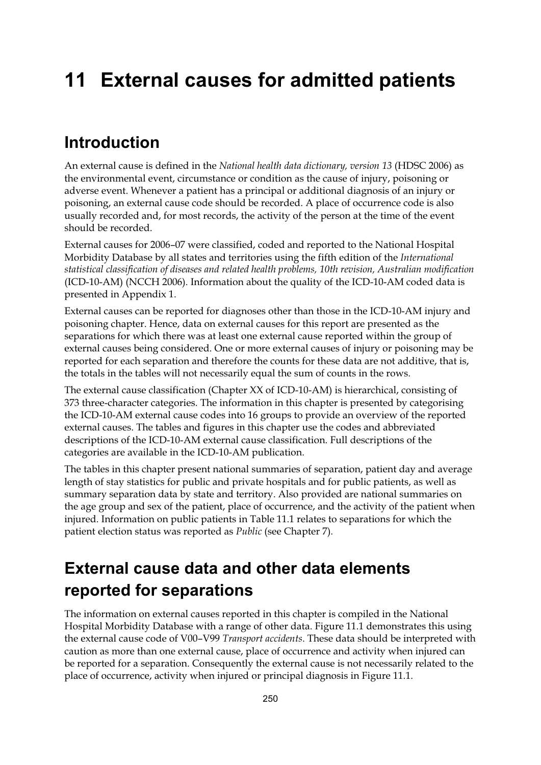# 11 External causes for admitted patients

## Introduction

An external cause is defined in the *National health data dictionary, version 13* (HDSC 2006) as the environmental event, circumstance or condition as the cause of injury, poisoning or adverse event. Whenever a patient has a principal or additional diagnosis of an injury or poisoning, an external cause code should be recorded. A place of occurrence code is also usually recorded and, for most records, the activity of the person at the time of the event should be recorded.

External causes for 2006–07 were classified, coded and reported to the National Hospital Morbidity Database by all states and territories using the fifth edition of the *International statistical classification of diseases and related health problems, 10th revision, Australian modification* (ICD-10-AM) (NCCH 2006). Information about the quality of the ICD-10-AM coded data is presented in Appendix 1.

External causes can be reported for diagnoses other than those in the ICD-10-AM injury and poisoning chapter. Hence, data on external causes for this report are presented as the separations for which there was at least one external cause reported within the group of external causes being considered. One or more external causes of injury or poisoning may be reported for each separation and therefore the counts for these data are not additive, that is, the totals in the tables will not necessarily equal the sum of counts in the rows.

The external cause classification (Chapter XX of ICD-10-AM) is hierarchical, consisting of 373 three-character categories. The information in this chapter is presented by categorising the ICD-10-AM external cause codes into 16 groups to provide an overview of the reported external causes. The tables and figures in this chapter use the codes and abbreviated descriptions of the ICD-10-AM external cause classification. Full descriptions of the categories are available in the ICD-10-AM publication.

The tables in this chapter present national summaries of separation, patient day and average length of stay statistics for public and private hospitals and for public patients, as well as summary separation data by state and territory. Also provided are national summaries on the age group and sex of the patient, place of occurrence, and the activity of the patient when injured. Information on public patients in Table 11.1 relates to separations for which the patient election status was reported as *Public* (see Chapter 7).

## External cause data and other data elements reported for separations

The information on external causes reported in this chapter is compiled in the National Hospital Morbidity Database with a range of other data. Figure 11.1 demonstrates this using the external cause code of V00–V99 *Transport accidents*. These data should be interpreted with caution as more than one external cause, place of occurrence and activity when injured can be reported for a separation. Consequently the external cause is not necessarily related to the place of occurrence, activity when injured or principal diagnosis in Figure 11.1.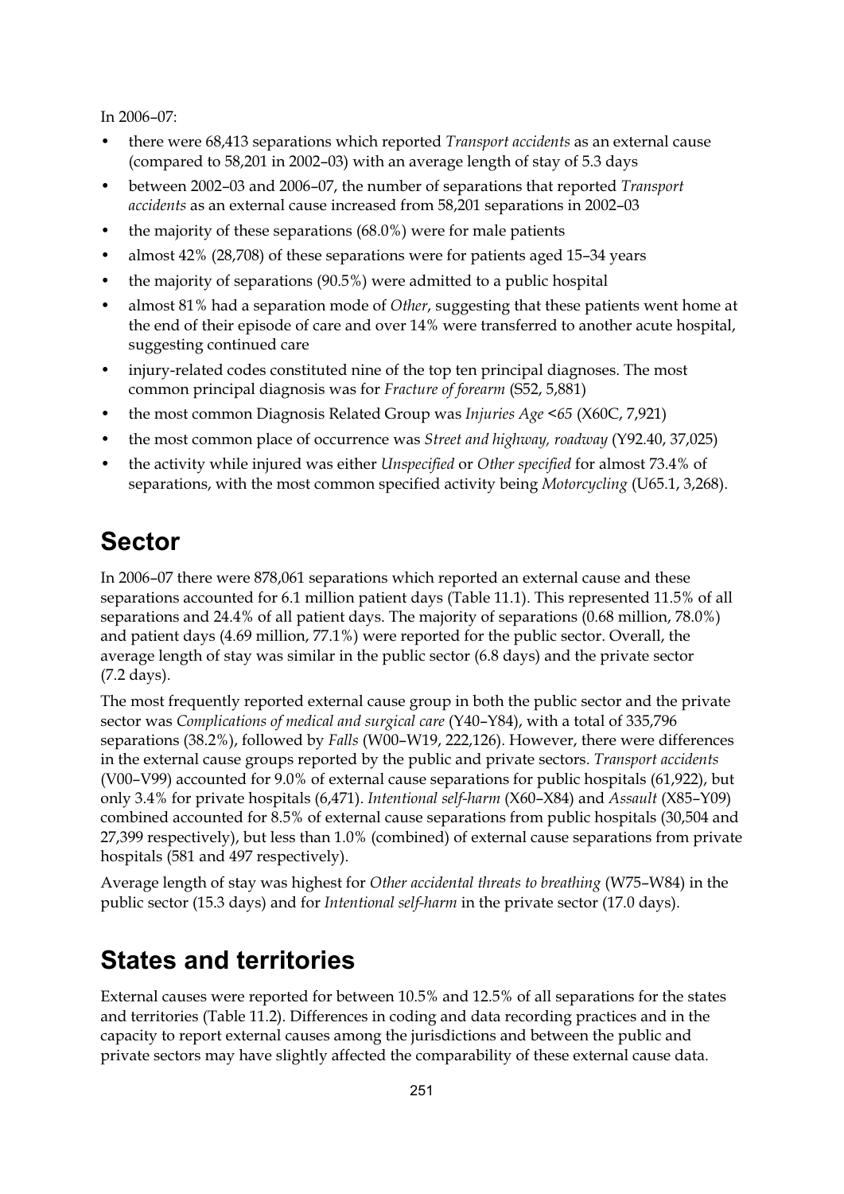In 2006–07:

- there were 68,413 separations which reported *Transport accidents* as an external cause (compared to 58,201 in 2002–03) with an average length of stay of 5.3 days
- between 2002–03 and 2006–07, the number of separations that reported *Transport accidents* as an external cause increased from 58,201 separations in 2002–03
- the majority of these separations (68.0%) were for male patients
- almost 42% (28,708) of these separations were for patients aged 15–34 years
- the majority of separations (90.5%) were admitted to a public hospital
- almost 81% had a separation mode of *Other*, suggesting that these patients went home at the end of their episode of care and over 14% were transferred to another acute hospital, suggesting continued care
- injury-related codes constituted nine of the top ten principal diagnoses. The most common principal diagnosis was for *Fracture of forearm* (S52, 5,881)
- the most common Diagnosis Related Group was *Injuries Age <65* (X60C, 7,921)
- the most common place of occurrence was *Street and highway, roadway* (Y92.40, 37,025)
- the activity while injured was either *Unspecified* or *Other specified* for almost 73.4% of separations, with the most common specified activity being *Motorcycling* (U65.1, 3,268).

# Sector

In 2006–07 there were 878,061 separations which reported an external cause and these separations accounted for 6.1 million patient days (Table 11.1). This represented 11.5% of all separations and 24.4% of all patient days. The majority of separations (0.68 million, 78.0%) and patient days (4.69 million, 77.1%) were reported for the public sector. Overall, the average length of stay was similar in the public sector (6.8 days) and the private sector (7.2 days).

The most frequently reported external cause group in both the public sector and the private sector was *Complications of medical and surgical care* (Y40–Y84), with a total of 335,796 separations (38.2%), followed by *Falls* (W00–W19, 222,126). However, there were differences in the external cause groups reported by the public and private sectors. *Transport accidents* (V00–V99) accounted for 9.0% of external cause separations for public hospitals (61,922), but only 3.4% for private hospitals (6,471). *Intentional self-harm* (X60–X84) and *Assault* (X85–Y09) combined accounted for 8.5% of external cause separations from public hospitals (30,504 and 27,399 respectively), but less than 1.0% (combined) of external cause separations from private hospitals (581 and 497 respectively).

Average length of stay was highest for *Other accidental threats to breathing* (W75–W84) in the public sector (15.3 days) and for *Intentional self-harm* in the private sector (17.0 days).

# States and territories

External causes were reported for between 10.5% and 12.5% of all separations for the states and territories (Table 11.2). Differences in coding and data recording practices and in the capacity to report external causes among the jurisdictions and between the public and private sectors may have slightly affected the comparability of these external cause data.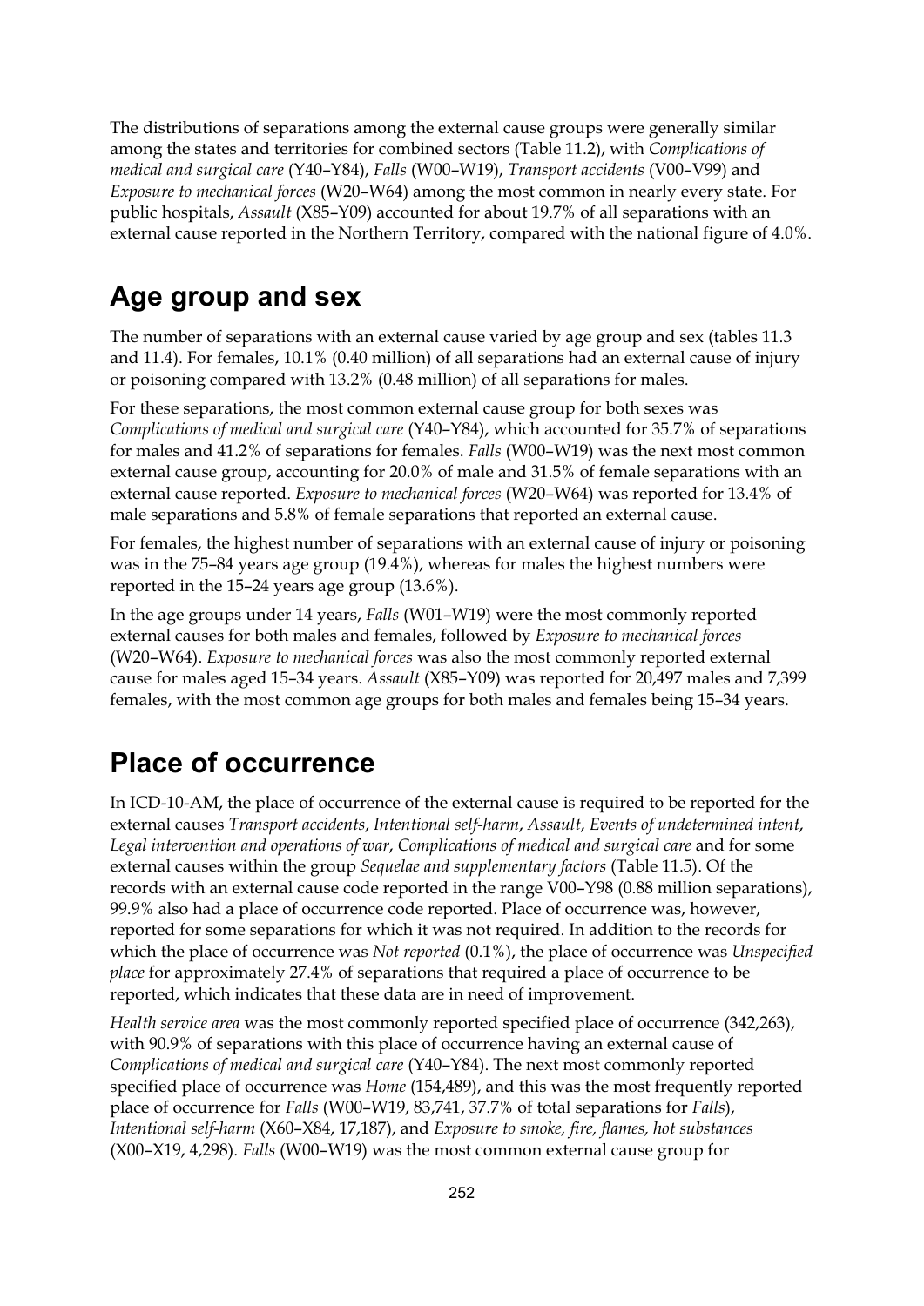The distributions of separations among the external cause groups were generally similar among the states and territories for combined sectors (Table 11.2), with *Complications of medical and surgical care* (Y40–Y84), *Falls* (W00–W19), *Transport accidents* (V00–V99) and *Exposure to mechanical forces* (W20–W64) among the most common in nearly every state. For public hospitals, *Assault* (X85–Y09) accounted for about 19.7% of all separations with an external cause reported in the Northern Territory, compared with the national figure of 4.0%.

## Age group and sex

The number of separations with an external cause varied by age group and sex (tables 11.3 and 11.4). For females, 10.1% (0.40 million) of all separations had an external cause of injury or poisoning compared with 13.2% (0.48 million) of all separations for males.

For these separations, the most common external cause group for both sexes was *Complications of medical and surgical care* (Y40–Y84), which accounted for 35.7% of separations for males and 41.2% of separations for females. *Falls* (W00–W19) was the next most common external cause group, accounting for 20.0% of male and 31.5% of female separations with an external cause reported. *Exposure to mechanical forces* (W20–W64) was reported for 13.4% of male separations and 5.8% of female separations that reported an external cause.

For females, the highest number of separations with an external cause of injury or poisoning was in the 75–84 years age group (19.4%), whereas for males the highest numbers were reported in the 15–24 years age group (13.6%).

In the age groups under 14 years, *Falls* (W01–W19) were the most commonly reported external causes for both males and females, followed by *Exposure to mechanical forces* (W20–W64). *Exposure to mechanical forces* was also the most commonly reported external cause for males aged 15–34 years. *Assault* (X85–Y09) was reported for 20,497 males and 7,399 females, with the most common age groups for both males and females being 15–34 years.

## Place of occurrence

In ICD-10-AM, the place of occurrence of the external cause is required to be reported for the external causes *Transport accidents*, *Intentional self-harm*, *Assault*, *Events of undetermined intent*, *Legal intervention and operations of war*, *Complications of medical and surgical care* and for some external causes within the group *Sequelae and supplementary factors* (Table 11.5). Of the records with an external cause code reported in the range V00–Y98 (0.88 million separations), 99.9% also had a place of occurrence code reported. Place of occurrence was, however, reported for some separations for which it was not required. In addition to the records for which the place of occurrence was *Not reported* (0.1%), the place of occurrence was *Unspecified place* for approximately 27.4% of separations that required a place of occurrence to be reported, which indicates that these data are in need of improvement.

*Health service area* was the most commonly reported specified place of occurrence (342,263), with 90.9% of separations with this place of occurrence having an external cause of *Complications of medical and surgical care* (Y40–Y84). The next most commonly reported specified place of occurrence was *Home* (154,489), and this was the most frequently reported place of occurrence for *Falls* (W00–W19, 83,741, 37.7% of total separations for *Falls*), *Intentional self-harm* (X60–X84, 17,187), and *Exposure to smoke, fire, flames, hot substances* (X00–X19, 4,298). *Falls* (W00–W19) was the most common external cause group for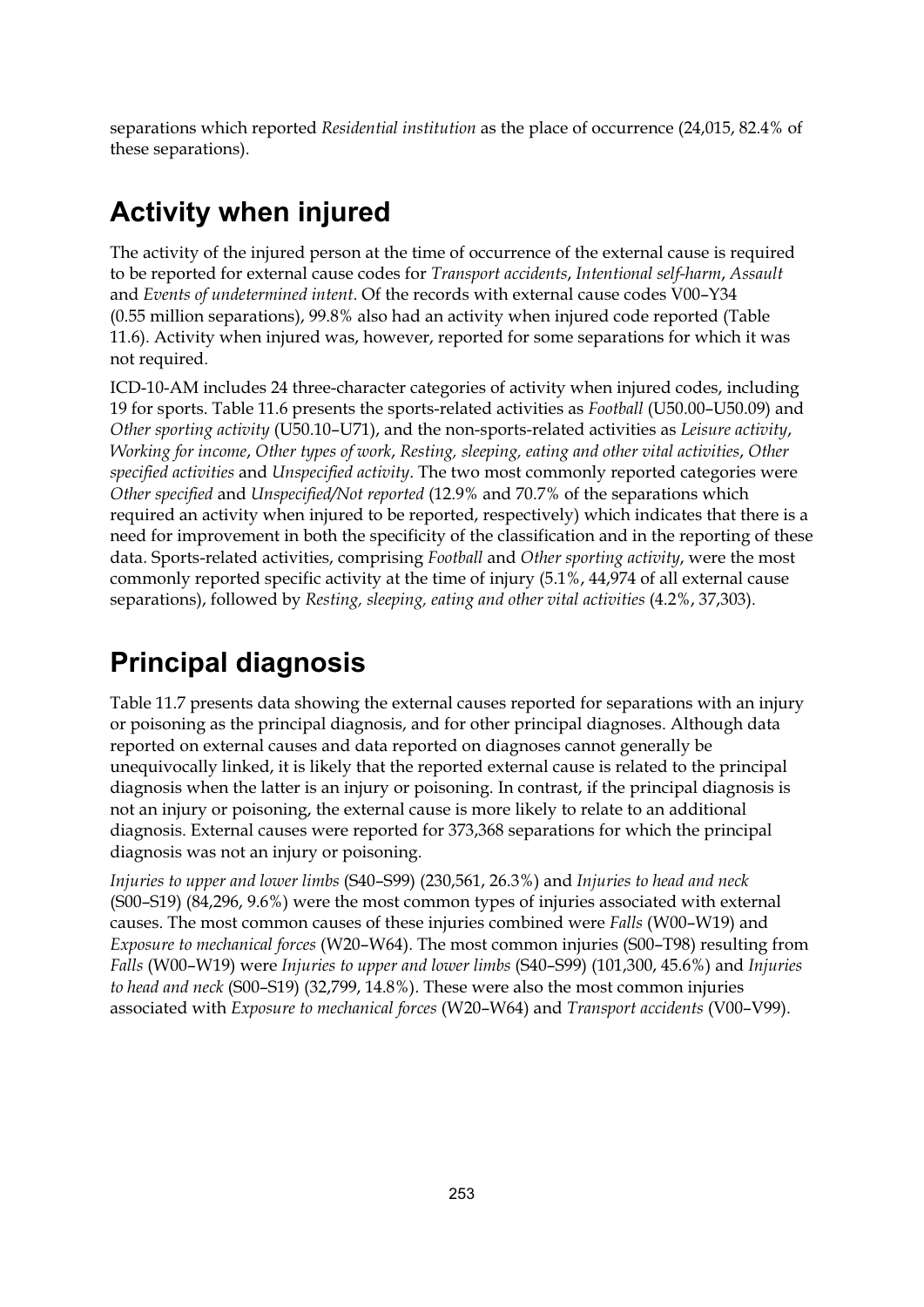separations which reported *Residential institution* as the place of occurrence (24,015, 82.4% of these separations).

## Activity when injured

The activity of the injured person at the time of occurrence of the external cause is required to be reported for external cause codes for *Transport accidents*, *Intentional self-harm*, *Assault* and *Events of undetermined intent*. Of the records with external cause codes V00–Y34 (0.55 million separations), 99.8% also had an activity when injured code reported (Table 11.6). Activity when injured was, however, reported for some separations for which it was not required.

ICD-10-AM includes 24 three-character categories of activity when injured codes, including 19 for sports. Table 11.6 presents the sports-related activities as *Football* (U50.00–U50.09) and *Other sporting activity* (U50.10–U71), and the non-sports-related activities as *Leisure activity*, *Working for income*, *Other types of work*, *Resting, sleeping, eating and other vital activities*, *Other specified activities* and *Unspecified activity*. The two most commonly reported categories were *Other specified* and *Unspecified/Not reported* (12.9% and 70.7% of the separations which required an activity when injured to be reported, respectively) which indicates that there is a need for improvement in both the specificity of the classification and in the reporting of these data. Sports-related activities, comprising *Football* and *Other sporting activity*, were the most commonly reported specific activity at the time of injury (5.1%, 44,974 of all external cause separations), followed by *Resting, sleeping, eating and other vital activities* (4.2%, 37,303).

## Principal diagnosis

Table 11.7 presents data showing the external causes reported for separations with an injury or poisoning as the principal diagnosis, and for other principal diagnoses. Although data reported on external causes and data reported on diagnoses cannot generally be unequivocally linked, it is likely that the reported external cause is related to the principal diagnosis when the latter is an injury or poisoning. In contrast, if the principal diagnosis is not an injury or poisoning, the external cause is more likely to relate to an additional diagnosis. External causes were reported for 373,368 separations for which the principal diagnosis was not an injury or poisoning.

*Injuries to upper and lower limbs* (S40–S99) (230,561, 26.3%) and *Injuries to head and neck* (S00–S19) (84,296, 9.6%) were the most common types of injuries associated with external causes. The most common causes of these injuries combined were *Falls* (W00–W19) and *Exposure to mechanical forces* (W20–W64). The most common injuries (S00–T98) resulting from *Falls* (W00–W19) were *Injuries to upper and lower limbs* (S40–S99) (101,300, 45.6%) and *Injuries to head and neck* (S00–S19) (32,799, 14.8%). These were also the most common injuries associated with *Exposure to mechanical forces* (W20–W64) and *Transport accidents* (V00–V99).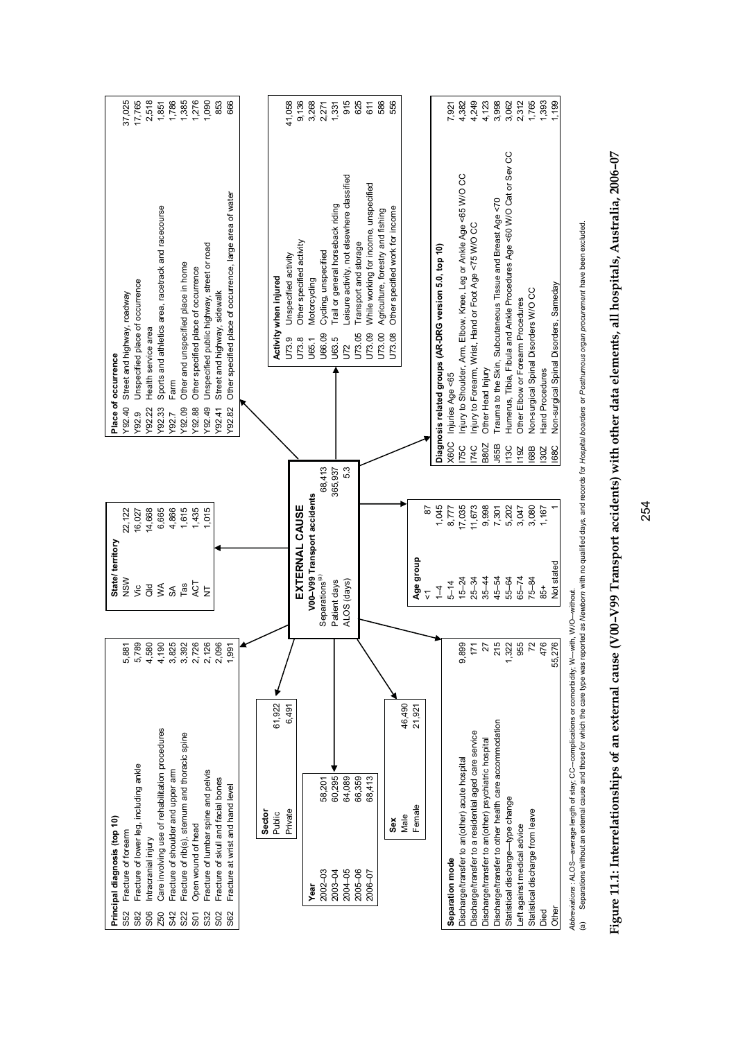## Principal diagnosis (top 10)

| Code | Description | Count |
|---|---|---|
| S52 | Fracture of forearm | 5,881 |
| S82 | Fracture of lower leg, including ankle | 5,789 |
| S06 | Intracranial injury | 4,580 |
| Z50 | Care involving use of rehabilitation procedures | 4,190 |
| S42 | Fracture of shoulder and upper arm | 3,825 |
| S22 | Fracture of rib(s), sternum and thoracic spine | 3,392 |
| S01 | Open wound of head | 2,726 |
| S32 | Fracture of lumbar spine and pelvis | 2,126 |
| S02 | Fracture of skull and facial bones | 2,096 |
| S62 | Fracture at wrist and hand level | 1,991 |

## State/ territory

| State/territory | Count |
|---|---|
| NSW | 22,122 |
| Vic | 16,027 |
| Qld | 14,668 |
| WA | 6,665 |
| SA | 4,866 |
| Tas | 1,615 |
| ACT | 1,435 |
| NT | 1,015 |

## Place of occurrence

| Code | Description | Count |
|---|---|---|
| Y92.40 | Street and highway, roadway | 37,025 |
| Y92.9 | Unspecified place of occurrence | 17,765 |
| Y92.22 | Health service area | 2,518 |
| Y92.33 | Sports and athletics area, racetrack and racecourse | 1,851 |
| Y92.7 | Farm | 1,786 |
| Y92.09 | Other and unspecified place in home | 1,385 |
| Y92.88 | Other specified place of occurrence | 1,276 |
| Y92.49 | Unspecified public highway, street or road | 1,090 |
| Y92.41 | Street and highway, sidewalk | 853 |
| Y92.82 | Other specified place of occurrence, large area of water | 666 |

## Sector

| Sector | Count |
|---|---|
| Public | 61,922 |
| Private | 6,491 |

## Year

| Year | Count |
|---|---|
| 2002–03 | 58,201 |
| 2003–04 | 60,295 |
| 2004–05 | 64,089 |
| 2005–06 | 66,359 |
| 2006–07 | 68,413 |

## EXTERNAL CAUSE

**V00–V99 Transport accidents**

| | |
|---|---|
| Separations[(a)] | 68,413 |
| Patient days | 365,937 |
| ALOS (days) | 5.3 |

## Activity when injured

| Code | Description | Count |
|---|---|---|
| U73.9 | Unspecified activity | 41,058 |
| U73.8 | Other specified activity | 9,136 |
| U65.1 | Motorcycling | 3,268 |
| U66.09 | Cycling, unspecified | 2,271 |
| U63.5 | Trail or general horseback riding | 1,331 |
| U72 | Leisure activity, not elsewhere classified | 915 |
| U73.05 | Transport and storage | 625 |
| U73.09 | While working for income, unspecified | 611 |
| U73.00 | Agriculture, forestry and fishing | 586 |
| U73.08 | Other specified work for income | 556 |

## Sex

| Sex | Count |
|---|---|
| Male | 46,490 |
| Female | 21,921 |

## Age group

| Age group | Count |
|---|---|
| <1 | 87 |
| 1–4 | 1,045 |
| 5–14 | 8,777 |
| 15–24 | 17,035 |
| 25–34 | 11,673 |
| 35–44 | 9,998 |
| 45–54 | 7,301 |
| 55–64 | 5,202 |
| 65–74 | 3,047 |
| 75–84 | 3,080 |
| 85+ | 1,167 |
| Not stated | 1 |

## Separation mode

| Separation mode | Count |
|---|---|
| Discharge/transfer to an(other) acute hospital | 9,899 |
| Discharge/transfer to a residential aged care service | 171 |
| Discharge/transfer to an(other) psychiatric hospital | 27 |
| Discharge/transfer to other health care accommodation | 215 |
| Statistical discharge—type change | 1,322 |
| Left against medical advice | 955 |
| Statistical discharge from leave | 72 |
| Died | 476 |
| Other | 55,276 |

## Diagnosis related groups (AR-DRG version 5.0, top 10)

| Code | Description | Count |
|---|---|---|
| X60C | Injuries Age <65 | 7,921 |
| I75C | Injury to Shoulder, Arm, Elbow, Knee, Leg or Ankle Age <65 W/O CC | 4,382 |
| I74C | Injury to Forearm, Wrist, Hand or Foot Age <75 W/O CC | 4,249 |
| B80Z | Other Head Injury | 4,123 |
| J65B | Trauma to the Skin, Subcutaneous Tissue and Breast Age <70 | 3,998 |
| I13C | Humerus, Tibia, Fibula and Ankle Procedures Age <60 W/O Cat or Sev CC | 3,062 |
| I19Z | Other Elbow or Forearm Procedures | 2,312 |
| I68B | Non-surgical Spinal Disorders W/O CC | 1,765 |
| I30Z | Hand Procedures | 1,393 |
| I68C | Non-surgical Spinal Disorders, Sameday | 1,199 |

*Abbreviations:* ALOS—average length of stay; CC—complications or comorbidity; W—with, W/O—without.

(a) Separations without an external cause and those for which the care type was reported as *Newborn* with no qualified days, and records for *Hospital boarders* or *Posthumous organ procurement* have been excluded.

**Figure 11.1: Interrelationships of an external cause (V00–V99 Transport accidents) with other data elements, all hospitals, Australia, 2006–07**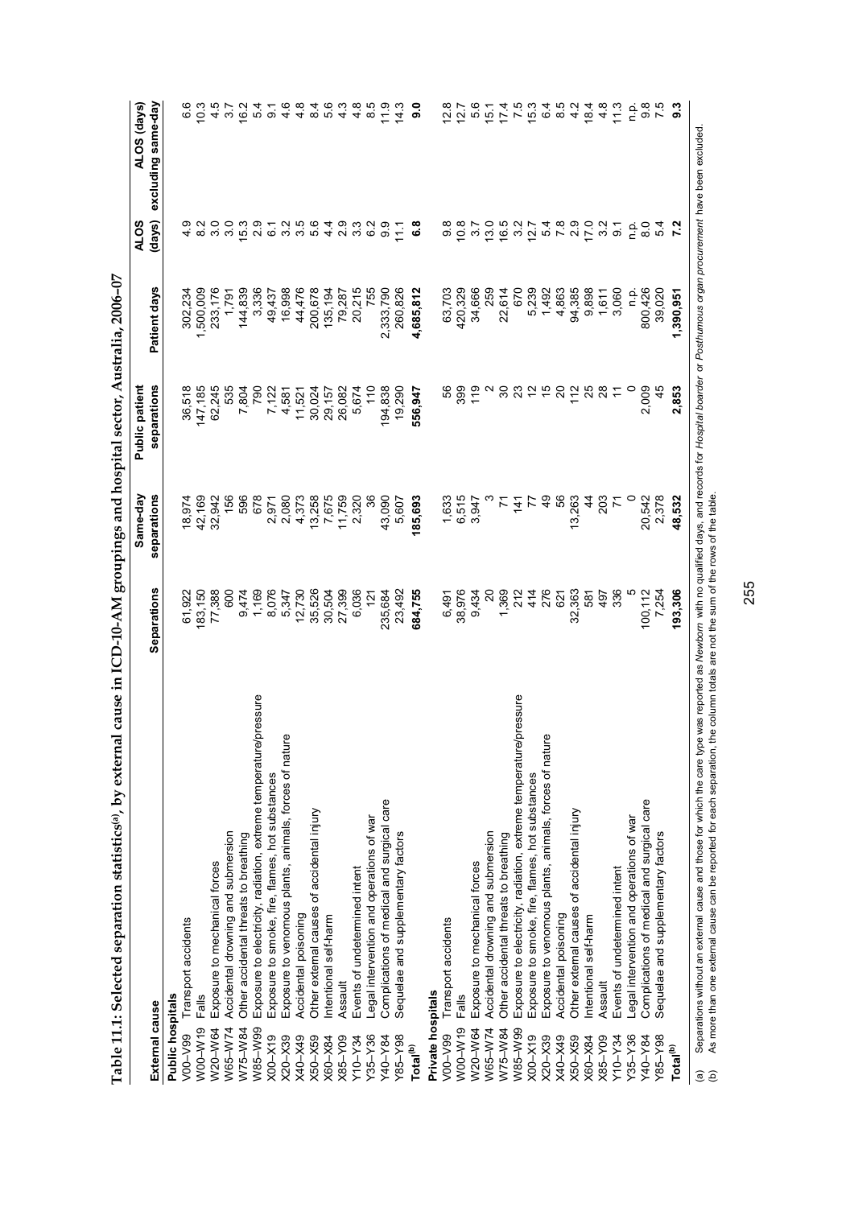**Table 11.1: Selected separation statistics[(a)], by external cause in ICD-10-AM groupings and hospital sector, Australia, 2006–07**

| External cause | | Separations | Same-day separations | Public patient separations | Patient days | ALOS (days) | ALOS (days) excluding same-day |
|---|---|---|---|---|---|---|---|
| **Public hospitals** | | | | | | | |
| V00–V99 | Transport accidents | 61,922 | 18,974 | 36,518 | 302,234 | 4.9 | 6.6 |
| W00–W19 | Falls | 183,150 | 42,169 | 147,185 | 1,500,009 | 8.2 | 10.3 |
| W20–W64 | Exposure to mechanical forces | 77,388 | 32,942 | 62,245 | 233,176 | 3.0 | 4.5 |
| W65–W74 | Accidental drowning and submersion | 600 | 156 | 535 | 1,791 | 3.0 | 3.7 |
| W75–W84 | Other accidental threats to breathing | 9,474 | 596 | 7,804 | 144,839 | 15.3 | 16.2 |
| W85–W99 | Exposure to electricity, radiation, extreme temperature/pressure | 1,169 | 678 | 790 | 3,336 | 2.9 | 5.4 |
| X00–X19 | Exposure to smoke, fire, flames, hot substances | 8,076 | 2,971 | 7,122 | 49,437 | 6.1 | 9.1 |
| X20–X39 | Exposure to venomous plants, animals, forces of nature | 5,347 | 2,080 | 4,581 | 16,998 | 3.2 | 4.6 |
| X40–X49 | Accidental poisoning | 12,730 | 4,373 | 11,521 | 44,476 | 3.5 | 4.8 |
| X50–X59 | Other external causes of accidental injury | 35,526 | 13,258 | 30,024 | 200,678 | 5.6 | 8.4 |
| X60–X84 | Intentional self-harm | 30,504 | 7,675 | 29,157 | 135,194 | 4.4 | 5.6 |
| X85–Y09 | Assault | 27,399 | 11,759 | 26,082 | 79,287 | 2.9 | 4.3 |
| Y10–Y34 | Events of undetermined intent | 6,036 | 2,320 | 5,674 | 20,215 | 3.3 | 4.8 |
| Y35–Y36 | Legal intervention and operations of war | 121 | 36 | 110 | 755 | 6.2 | 8.5 |
| Y40–Y84 | Complications of medical and surgical care | 235,684 | 43,090 | 194,838 | 2,333,790 | 9.9 | 11.9 |
| Y85–Y98 | Sequelae and supplementary factors | 23,492 | 5,607 | 19,290 | 260,826 | 11.1 | 14.3 |
| **Total[(b)]** | | **684,755** | **185,693** | **556,947** | **4,685,812** | **6.8** | **9.0** |
| **Private hospitals** | | | | | | | |
| V00–V99 | Transport accidents | 6,491 | 1,633 | 56 | 63,703 | 9.8 | 12.8 |
| W00–W19 | Falls | 38,976 | 6,515 | 399 | 420,329 | 10.8 | 12.7 |
| W20–W64 | Exposure to mechanical forces | 9,434 | 3,947 | 119 | 34,666 | 3.7 | 5.6 |
| W65–W74 | Accidental drowning and submersion | 20 | 3 | 2 | 259 | 13.0 | 15.1 |
| W75–W84 | Other accidental threats to breathing | 1,369 | 71 | 30 | 22,614 | 16.5 | 17.4 |
| W85–W99 | Exposure to electricity, radiation, extreme temperature/pressure | 212 | 141 | 23 | 670 | 3.2 | 7.5 |
| X00–X19 | Exposure to smoke, fire, flames, hot substances | 414 | 77 | 12 | 5,239 | 12.7 | 15.3 |
| X20–X39 | Exposure to venomous plants, animals, forces of nature | 276 | 49 | 15 | 1,492 | 5.4 | 6.4 |
| X40–X49 | Accidental poisoning | 621 | 56 | 20 | 4,863 | 7.8 | 8.5 |
| X50–X59 | Other external causes of accidental injury | 32,363 | 13,263 | 112 | 94,385 | 2.9 | 4.2 |
| X60–X84 | Intentional self-harm | 581 | 44 | 25 | 9,898 | 17.0 | 18.4 |
| X85–Y09 | Assault | 497 | 203 | 28 | 1,611 | 3.2 | 4.8 |
| Y10–Y34 | Events of undetermined intent | 336 | 71 | 11 | 3,060 | 9.1 | 11.3 |
| Y35–Y36 | Legal intervention and operations of war | 5 | 0 | 0 | n.p. | n.p. | n.p. |
| Y40–Y84 | Complications of medical and surgical care | 100,112 | 20,542 | 2,009 | 800,426 | 8.0 | 9.8 |
| Y85–Y98 | Sequelae and supplementary factors | 7,254 | 2,378 | 45 | 39,020 | 5.4 | 7.5 |
| **Total[(b)]** | | **193,306** | **48,532** | **2,853** | **1,390,951** | **7.2** | **9.3** |

(a) Separations without an external cause and those for which the care type was reported as *Newborn* with no qualified days, and records for *Hospital boarder* or *Posthumous organ procurement* have been excluded.
(b) As more than one external cause can be reported for each separation, the column totals are not the sum of the rows of the table.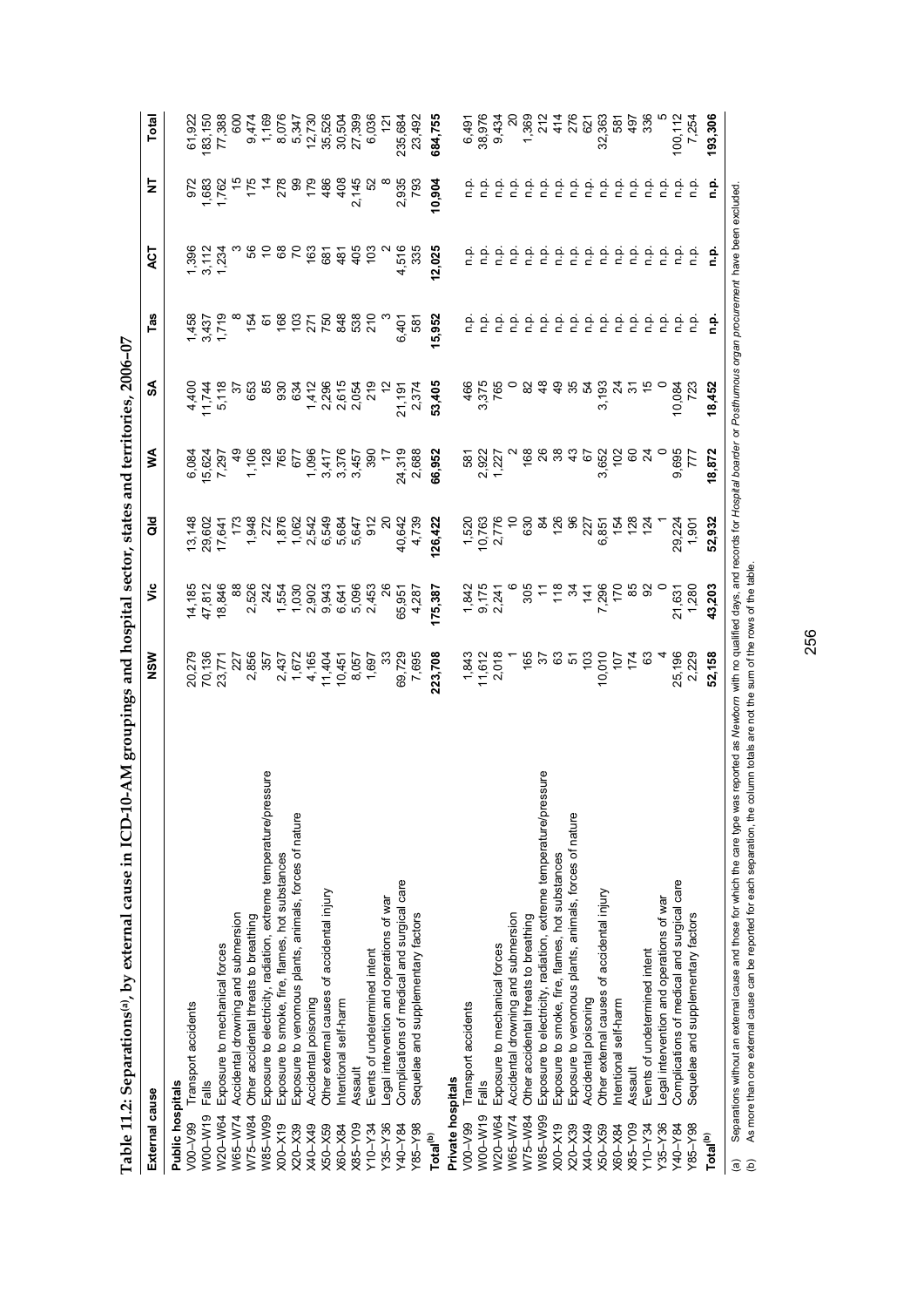**Table 11.2: Separations[(a)], by external cause in ICD-10-AM groupings and hospital sector, states and territories, 2006–07**

| External cause | | NSW | Vic | Qld | WA | SA | Tas | ACT | NT | Total |
|---|---|---|---|---|---|---|---|---|---|---|
| **Public hospitals** | | | | | | | | | | |
| V00–V99 | Transport accidents | 20,279 | 14,185 | 13,148 | 6,084 | 4,400 | 1,458 | 1,396 | 972 | 61,922 |
| W00–W19 | Falls | 70,136 | 47,812 | 29,602 | 15,624 | 11,744 | 3,437 | 3,112 | 1,683 | 183,150 |
| W20–W64 | Exposure to mechanical forces | 23,771 | 18,846 | 17,641 | 7,297 | 5,118 | 1,719 | 1,234 | 1,762 | 77,388 |
| W65–W74 | Accidental drowning and submersion | 227 | 88 | 173 | 49 | 37 | 8 | 3 | 15 | 600 |
| W75–W84 | Other accidental threats to breathing | 2,856 | 2,526 | 1,948 | 1,106 | 653 | 154 | 56 | 175 | 9,474 |
| W85–W99 | Exposure to electricity, radiation, extreme temperature/pressure | 357 | 242 | 272 | 128 | 85 | 61 | 10 | 14 | 1,169 |
| X00–X19 | Exposure to smoke, fire, flames, hot substances | 2,437 | 1,554 | 1,876 | 765 | 930 | 168 | 68 | 278 | 8,076 |
| X20–X39 | Exposure to venomous plants, animals, forces of nature | 1,672 | 1,030 | 1,062 | 677 | 634 | 103 | 70 | 99 | 5,347 |
| X40–X49 | Accidental poisoning | 4,165 | 2,902 | 2,542 | 1,096 | 1,412 | 271 | 163 | 179 | 12,730 |
| X50–X59 | Other external causes of accidental injury | 11,404 | 9,943 | 6,549 | 3,417 | 2,296 | 750 | 681 | 486 | 35,526 |
| X60–X84 | Intentional self-harm | 10,451 | 6,641 | 5,684 | 3,376 | 2,615 | 848 | 481 | 408 | 30,504 |
| X85–Y09 | Assault | 8,057 | 5,096 | 5,647 | 3,457 | 2,054 | 538 | 405 | 2,145 | 27,399 |
| Y10–Y34 | Events of undetermined intent | 1,697 | 2,453 | 912 | 390 | 219 | 210 | 103 | 52 | 6,036 |
| Y35–Y36 | Legal intervention and operations of war | 33 | 26 | 20 | 17 | 12 | 3 | 2 | 8 | 121 |
| Y40–Y84 | Complications of medical and surgical care | 69,729 | 65,951 | 40,642 | 24,319 | 21,191 | 6,401 | 4,516 | 2,935 | 235,684 |
| Y85–Y98 | Sequelae and supplementary factors | 7,695 | 4,287 | 4,739 | 2,688 | 2,374 | 581 | 335 | 793 | 23,492 |
| **Total[(b)]** | | **223,708** | **175,387** | **126,422** | **66,952** | **53,405** | **15,952** | **12,025** | **10,904** | **684,755** |
| **Private hospitals** | | | | | | | | | | |
| V00–V99 | Transport accidents | 1,843 | 1,842 | 1,520 | 581 | 466 | n.p. | n.p. | n.p. | 6,491 |
| W00–W19 | Falls | 11,612 | 9,175 | 10,763 | 2,922 | 3,375 | n.p. | n.p. | n.p. | 38,976 |
| W20–W64 | Exposure to mechanical forces | 2,018 | 2,241 | 2,776 | 1,227 | 765 | n.p. | n.p. | n.p. | 9,434 |
| W65–W74 | Accidental drowning and submersion | 1 | 6 | 10 | 2 | 0 | n.p. | n.p. | n.p. | 20 |
| W75–W84 | Other accidental threats to breathing | 165 | 305 | 630 | 168 | 82 | n.p. | n.p. | n.p. | 1,369 |
| W85–W99 | Exposure to electricity, radiation, extreme temperature/pressure | 37 | 11 | 84 | 26 | 48 | n.p. | n.p. | n.p. | 212 |
| X00–X19 | Exposure to smoke, fire, flames, hot substances | 63 | 118 | 126 | 38 | 49 | n.p. | n.p. | n.p. | 414 |
| X20–X39 | Exposure to venomous plants, animals, forces of nature | 51 | 34 | 96 | 43 | 35 | n.p. | n.p. | n.p. | 276 |
| X40–X49 | Accidental poisoning | 103 | 141 | 227 | 67 | 54 | n.p. | n.p. | n.p. | 621 |
| X50–X59 | Other external causes of accidental injury | 10,010 | 7,296 | 6,851 | 3,652 | 3,193 | n.p. | n.p. | n.p. | 32,363 |
| X60–X84 | Intentional self-harm | 107 | 170 | 154 | 102 | 24 | n.p. | n.p. | n.p. | 581 |
| X85–Y09 | Assault | 174 | 85 | 128 | 60 | 31 | n.p. | n.p. | n.p. | 497 |
| Y10–Y34 | Events of undetermined intent | 63 | 92 | 124 | 24 | 15 | n.p. | n.p. | n.p. | 336 |
| Y35–Y36 | Legal intervention and operations of war | 4 | 0 | 1 | 0 | 0 | n.p. | n.p. | n.p. | 5 |
| Y40–Y84 | Complications of medical and surgical care | 25,196 | 21,631 | 29,224 | 9,695 | 10,084 | n.p. | n.p. | n.p. | 100,112 |
| Y85–Y98 | Sequelae and supplementary factors | 2,229 | 1,280 | 1,901 | 777 | 723 | n.p. | n.p. | n.p. | 7,254 |
| **Total[(b)]** | | **52,158** | **43,203** | **52,932** | **18,872** | **18,452** | **n.p.** | **n.p.** | **n.p.** | **193,306** |

(a) Separations without an external cause and those for which the care type was reported as *Newborn* with no qualified days, and records for *Hospital boarder* or *Posthumous organ procurement* have been excluded.
(b) As more than one external cause can be reported for each separation, the column totals are not the sum of the rows of the table.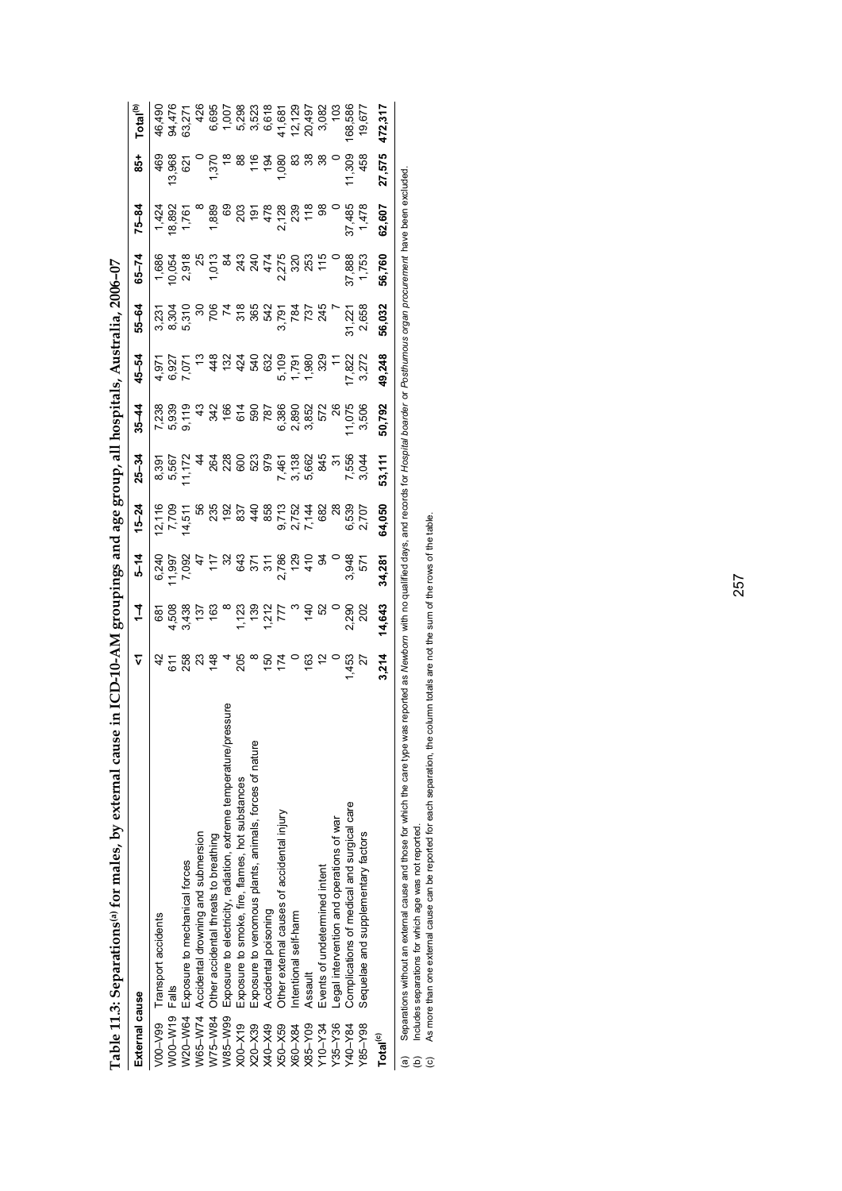**Table 11.3: Separations[(a)] for males, by external cause in ICD-10-AM groupings and age group, all hospitals, Australia, 2006–07**

| External cause | | <1 | 1–4 | 5–14 | 15–24 | 25–34 | 35–44 | 45–54 | 55–64 | 65–74 | 75–84 | 85+ | Total[(b)] |
|---|---|---|---|---|---|---|---|---|---|---|---|---|---|
| V00–V99 | Transport accidents | 42 | 681 | 6,240 | 12,116 | 8,391 | 7,238 | 4,971 | 3,231 | 1,686 | 1,424 | 469 | 46,490 |
| W00–W19 | Falls | 611 | 4,508 | 11,997 | 7,709 | 5,567 | 5,939 | 6,927 | 8,304 | 10,054 | 18,892 | 13,968 | 94,476 |
| W20–W64 | Exposure to mechanical forces | 258 | 3,438 | 7,092 | 14,511 | 11,172 | 9,119 | 7,071 | 5,310 | 2,918 | 1,761 | 621 | 63,271 |
| W65–W74 | Accidental drowning and submersion | 23 | 137 | 47 | 56 | 44 | 43 | 13 | 30 | 25 | 8 | 0 | 426 |
| W75–W84 | Other accidental threats to breathing | 148 | 163 | 117 | 235 | 264 | 342 | 448 | 706 | 1,013 | 1,889 | 1,370 | 6,695 |
| W85–W99 | Exposure to electricity, radiation, extreme temperature/pressure | 4 | 8 | 32 | 192 | 228 | 166 | 132 | 74 | 84 | 69 | 18 | 1,007 |
| X00–X19 | Exposure to smoke, fire, flames, hot substances | 205 | 1,123 | 643 | 837 | 600 | 614 | 424 | 318 | 243 | 203 | 88 | 5,298 |
| X20–X39 | Exposure to venomous plants, animals, forces of nature | 8 | 139 | 371 | 440 | 523 | 590 | 540 | 365 | 240 | 191 | 116 | 3,523 |
| X40–X49 | Accidental poisoning | 150 | 1,212 | 311 | 858 | 979 | 787 | 632 | 542 | 474 | 478 | 194 | 6,618 |
| X50–X59 | Other external causes of accidental injury | 174 | 777 | 2,786 | 9,713 | 7,461 | 6,386 | 5,109 | 3,791 | 2,275 | 2,128 | 1,080 | 41,681 |
| X60–X84 | Intentional self-harm | 0 | 3 | 129 | 2,752 | 3,138 | 2,890 | 1,791 | 784 | 320 | 239 | 83 | 12,129 |
| X85–Y09 | Assault | 163 | 140 | 410 | 7,144 | 5,662 | 3,852 | 1,980 | 737 | 253 | 118 | 38 | 20,497 |
| Y10–Y34 | Events of undetermined intent | 12 | 52 | 94 | 682 | 845 | 572 | 329 | 245 | 115 | 98 | 38 | 3,082 |
| Y35–Y36 | Legal intervention and operations of war | 0 | 0 | 0 | 28 | 31 | 26 | 11 | 7 | 0 | 0 | 0 | 103 |
| Y40–Y84 | Complications of medical and surgical care | 1,453 | 2,290 | 3,948 | 6,539 | 7,556 | 11,075 | 17,822 | 31,221 | 37,888 | 37,485 | 11,309 | 168,586 |
| Y85–Y98 | Sequelae and supplementary factors | 27 | 202 | 571 | 2,707 | 3,044 | 3,506 | 3,272 | 2,658 | 1,753 | 1,478 | 458 | 19,677 |
| **Total[(c)]** | | **3,214** | **14,643** | **34,281** | **64,050** | **53,111** | **50,792** | **49,248** | **56,032** | **56,760** | **62,607** | **27,575** | **472,317** |

(a) Separations without an external cause and those for which the care type was reported as *Newborn* with no qualified days, and records for *Hospital boarder* or *Posthumous organ procurement* have been excluded.

(b) Includes separations for which age was not reported.

(c) As more than one external cause can be reported for each separation, the column totals are not the sum of the rows of the table.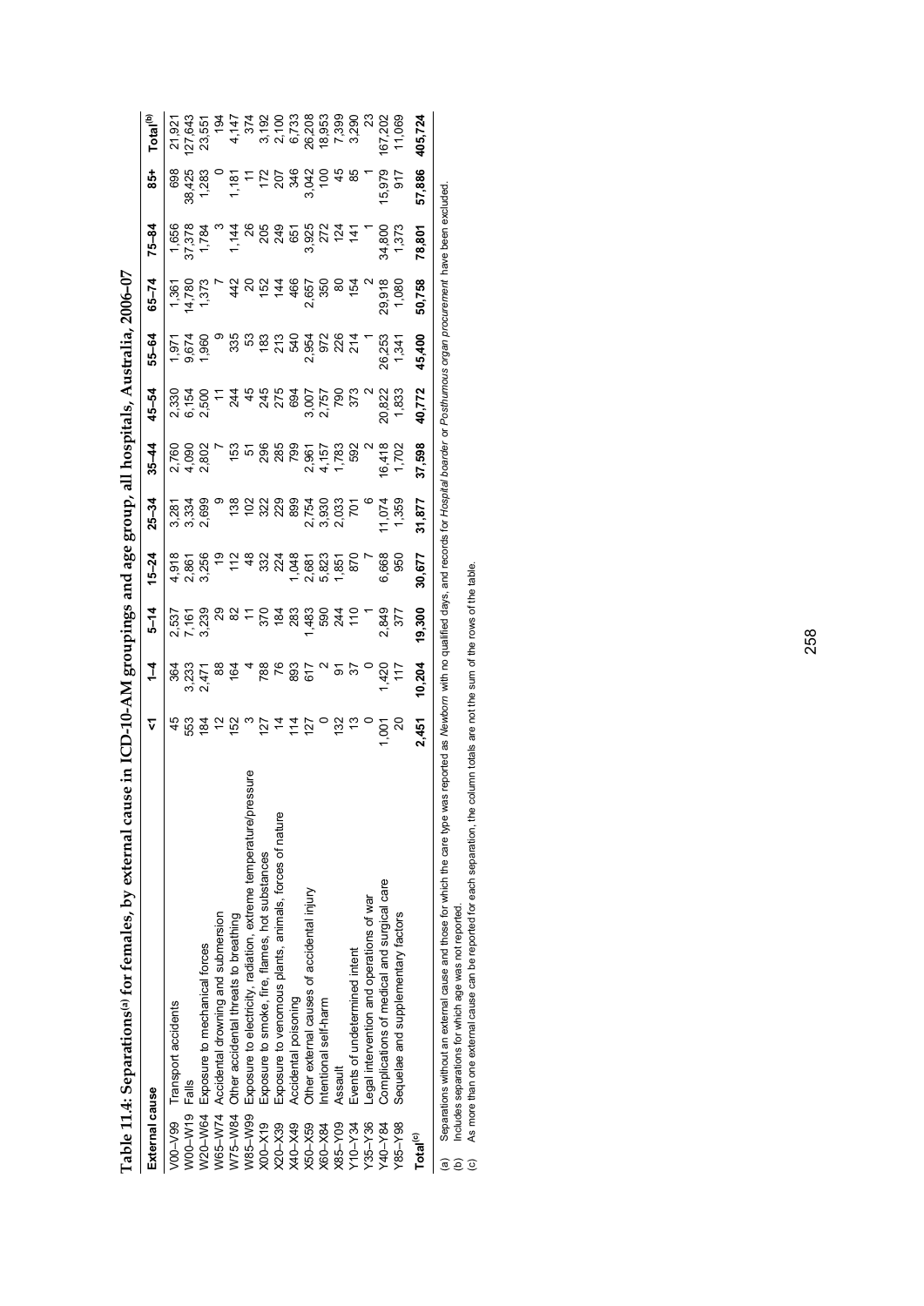**Table 11.4: Separations[(a)] for females, by external cause in ICD-10-AM groupings and age group, all hospitals, Australia, 2006–07**

| External cause | | <1 | 1–4 | 5–14 | 15–24 | 25–34 | 35–44 | 45–54 | 55–64 | 65–74 | 75–84 | 85+ | Total[(b)] |
|---|---|---|---|---|---|---|---|---|---|---|---|---|---|
| V00–V99 | Transport accidents | 45 | 364 | 2,537 | 4,918 | 3,281 | 2,760 | 2,330 | 1,971 | 1,361 | 1,656 | 698 | 21,921 |
| W00–W19 | Falls | 553 | 3,233 | 7,161 | 2,861 | 3,334 | 4,090 | 6,154 | 9,674 | 14,780 | 37,378 | 38,425 | 127,643 |
| W20–W64 | Exposure to mechanical forces | 184 | 2,471 | 3,239 | 3,256 | 2,699 | 2,802 | 2,500 | 1,960 | 1,373 | 1,784 | 1,283 | 23,551 |
| W65–W74 | Accidental drowning and submersion | 12 | 88 | 29 | 19 | 9 | 7 | 11 | 9 | 7 | 3 | 0 | 194 |
| W75–W84 | Other accidental threats to breathing | 152 | 164 | 82 | 112 | 138 | 153 | 244 | 335 | 442 | 1,144 | 1,181 | 4,147 |
| W85–W99 | Exposure to electricity, radiation, extreme temperature/pressure | 3 | 4 | 11 | 48 | 102 | 51 | 45 | 53 | 20 | 26 | 11 | 374 |
| X00–X19 | Exposure to smoke, fire, flames, hot substances | 127 | 788 | 370 | 332 | 322 | 296 | 245 | 183 | 152 | 205 | 172 | 3,192 |
| X20–X39 | Exposure to venomous plants, animals, forces of nature | 14 | 76 | 184 | 224 | 229 | 285 | 275 | 213 | 144 | 249 | 207 | 2,100 |
| X40–X49 | Accidental poisoning | 114 | 893 | 283 | 1,048 | 899 | 799 | 694 | 540 | 466 | 651 | 346 | 6,733 |
| X50–X59 | Other external causes of accidental injury | 127 | 617 | 1,483 | 2,681 | 2,754 | 2,961 | 3,007 | 2,954 | 2,657 | 3,925 | 3,042 | 26,208 |
| X60–X84 | Intentional self-harm | 0 | 2 | 590 | 5,823 | 3,930 | 4,157 | 2,757 | 972 | 350 | 272 | 100 | 18,953 |
| X85–Y09 | Assault | 132 | 91 | 244 | 1,851 | 2,033 | 1,783 | 790 | 226 | 80 | 124 | 45 | 7,399 |
| Y10–Y34 | Events of undetermined intent | 13 | 37 | 110 | 870 | 701 | 592 | 373 | 214 | 154 | 141 | 85 | 3,290 |
| Y35–Y36 | Legal intervention and operations of war | 0 | 0 | 1 | 7 | 6 | 2 | 2 | 1 | 2 | 1 | 1 | 23 |
| Y40–Y84 | Complications of medical and surgical care | 1,001 | 1,420 | 2,849 | 6,668 | 11,074 | 16,418 | 20,822 | 26,253 | 29,918 | 34,800 | 15,979 | 167,202 |
| Y85–Y98 | Sequelae and supplementary factors | 20 | 117 | 377 | 950 | 1,359 | 1,702 | 1,833 | 1,341 | 1,080 | 1,373 | 917 | 11,069 |
| **Total[(c)]** | | **2,451** | **10,204** | **19,300** | **30,677** | **31,877** | **37,598** | **40,772** | **45,400** | **50,758** | **78,801** | **57,886** | **405,724** |

(a) Separations without an external cause and those for which the care type was reported as *Newborn* with no qualified days, and records for *Hospital boarder* or *Posthumous organ procurement* have been excluded.

(b) Includes separations for which age was not reported.

(c) As more than one external cause can be reported for each separation, the column totals are not the sum of the rows of the table.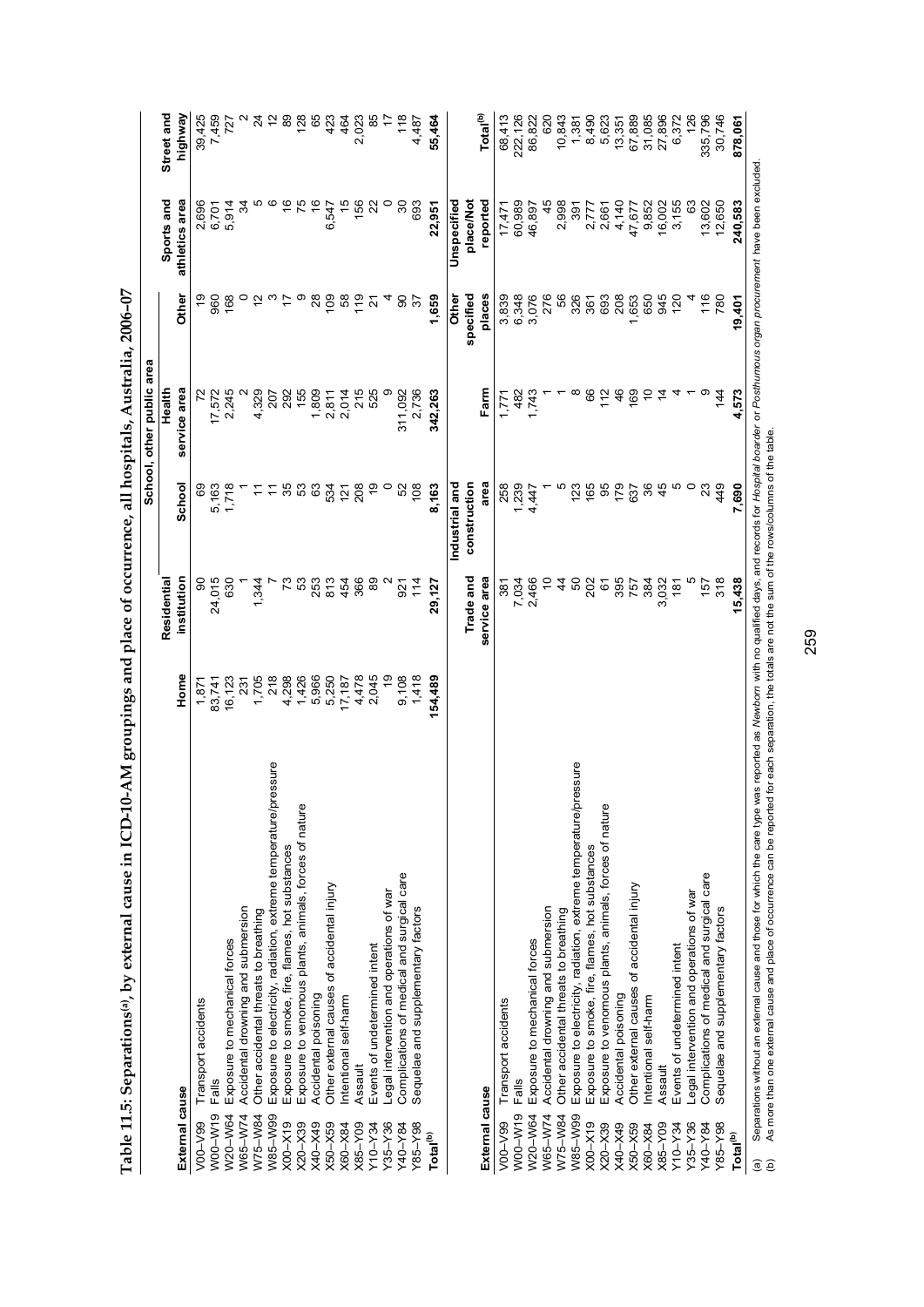**Table 11.5: Separations[(a)], by external cause in ICD-10-AM groupings and place of occurrence, all hospitals, Australia, 2006–07**

| External cause | | Home | Residential institution | School, other public area: School | School, other public area: Health service area | School, other public area: Other | Sports and athletics area | Street and highway |
|---|---|---|---|---|---|---|---|---|
| V00–V99 | Transport accidents | 1,871 | 90 | 69 | 72 | 19 | 2,696 | 39,425 |
| W00–W19 | Falls | 83,741 | 24,015 | 5,163 | 17,572 | 960 | 6,701 | 7,459 |
| W20–W64 | Exposure to mechanical forces | 16,123 | 630 | 1,718 | 2,245 | 168 | 5,914 | 727 |
| W65–W74 | Accidental drowning and submersion | 231 | 1 | 1 | 2 | 0 | 34 | 2 |
| W75–W84 | Other accidental threats to breathing | 1,705 | 1,344 | 11 | 4,329 | 12 | 5 | 24 |
| W85–W99 | Exposure to electricity, radiation, extreme temperature/pressure | 218 | 7 | 11 | 207 | 3 | 6 | 12 |
| X00–X19 | Exposure to smoke, fire, flames, hot substances | 4,298 | 73 | 35 | 292 | 17 | 16 | 89 |
| X20–X39 | Exposure to venomous plants, animals, forces of nature | 1,426 | 53 | 53 | 155 | 9 | 75 | 128 |
| X40–X49 | Accidental poisoning | 5,966 | 253 | 63 | 1,809 | 28 | 16 | 65 |
| X50–X59 | Other external causes of accidental injury | 5,250 | 813 | 534 | 2,811 | 109 | 6,547 | 423 |
| X60–X84 | Intentional self-harm | 17,187 | 454 | 121 | 2,014 | 58 | 15 | 464 |
| X85–Y09 | Assault | 4,478 | 366 | 208 | 215 | 119 | 156 | 2,023 |
| Y10–Y34 | Events of undetermined intent | 2,045 | 89 | 19 | 525 | 21 | 22 | 85 |
| Y35–Y36 | Legal intervention and operations of war | 19 | 2 | 0 | 9 | 4 | 0 | 17 |
| Y40–Y84 | Complications of medical and surgical care | 9,108 | 921 | 52 | 311,092 | 90 | 30 | 118 |
| Y85–Y98 | Sequelae and supplementary factors | 1,418 | 114 | 108 | 2,736 | 37 | 693 | 4,487 |
| **Total[(b)]** | | **154,489** | **29,127** | **8,163** | **342,263** | **1,659** | **22,951** | **55,464** |

| External cause | | Trade and service area | Industrial and construction area | Farm | Other specified places | Unspecified place/Not reported | Total[(b)] |
|---|---|---|---|---|---|---|---|
| V00–V99 | Transport accidents | 381 | 258 | 1,771 | 3,839 | 17,471 | 68,413 |
| W00–W19 | Falls | 7,034 | 1,239 | 482 | 6,348 | 60,989 | 222,126 |
| W20–W64 | Exposure to mechanical forces | 2,466 | 4,447 | 1,743 | 3,076 | 46,897 | 86,822 |
| W65–W74 | Accidental drowning and submersion | 10 | 1 | 1 | 276 | 45 | 620 |
| W75–W84 | Other accidental threats to breathing | 44 | 5 | 1 | 56 | 2,998 | 10,843 |
| W85–W99 | Exposure to electricity, radiation, extreme temperature/pressure | 50 | 123 | 8 | 326 | 391 | 1,381 |
| X00–X19 | Exposure to smoke, fire, flames, hot substances | 202 | 165 | 66 | 361 | 2,777 | 8,490 |
| X20–X39 | Exposure to venomous plants, animals, forces of nature | 61 | 95 | 112 | 693 | 2,661 | 5,623 |
| X40–X49 | Accidental poisoning | 395 | 179 | 46 | 208 | 4,140 | 13,351 |
| X50–X59 | Other external causes of accidental injury | 757 | 637 | 169 | 1,653 | 47,677 | 67,889 |
| X60–X84 | Intentional self-harm | 384 | 36 | 10 | 650 | 9,852 | 31,085 |
| X85–Y09 | Assault | 3,032 | 45 | 14 | 945 | 16,002 | 27,896 |
| Y10–Y34 | Events of undetermined intent | 181 | 5 | 4 | 120 | 3,155 | 6,372 |
| Y35–Y36 | Legal intervention and operations of war | 5 | 0 | 1 | 4 | 63 | 126 |
| Y40–Y84 | Complications of medical and surgical care | 157 | 23 | 9 | 116 | 13,602 | 335,796 |
| Y85–Y98 | Sequelae and supplementary factors | 318 | 449 | 144 | 780 | 12,650 | 30,746 |
| **Total[(b)]** | | **15,438** | **7,690** | **4,573** | **19,401** | **240,583** | **878,061** |

(a) Separations without an external cause and those for which the care type was reported as *Newborn* with no qualified days, and records for *Hospital boarder* or *Posthumous organ procurement* have been excluded.
(b) As more than one external cause and place of occurrence can be reported for each separation, the totals are not the sum of the rows/columns of the table.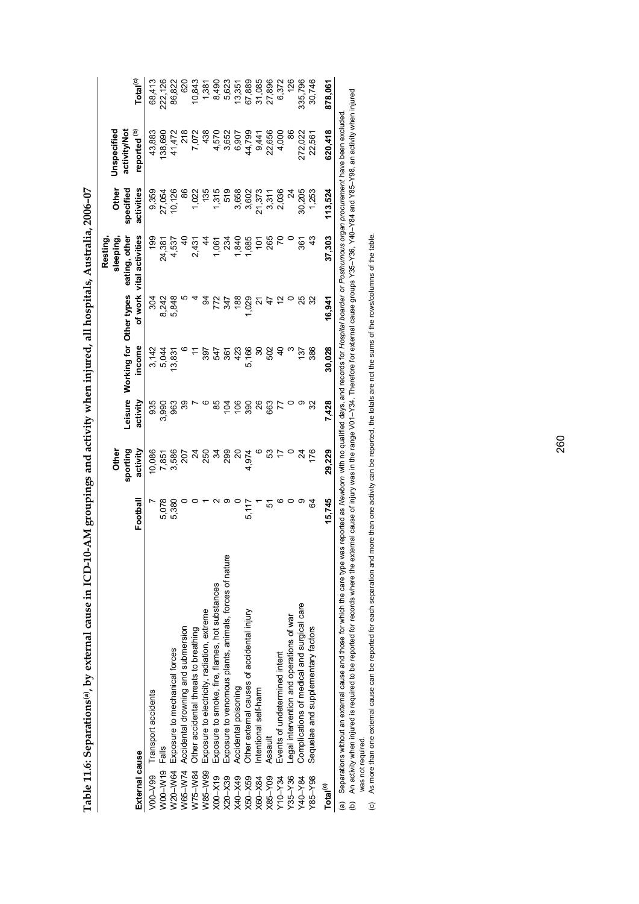**Table 11.6: Separations[(a)], by external cause in ICD-10-AM groupings and activity when injured, all hospitals, Australia, 2006–07**

| External cause | | Football | Other sporting activity | Leisure activity | Working for income | Other types of work | Resting, sleeping, eating, other vital activities | Other specified activities | Unspecified activity/Not reported[(b)] | Total[(c)] |
|---|---|---|---|---|---|---|---|---|---|---|
| V00–V99 | Transport accidents | 7 | 10,086 | 935 | 3,142 | 304 | 199 | 9,359 | 43,883 | 68,413 |
| W00–W19 | Falls | 5,078 | 7,851 | 3,990 | 5,044 | 8,242 | 24,381 | 27,054 | 138,690 | 222,126 |
| W20–W64 | Exposure to mechanical forces | 5,380 | 3,586 | 963 | 13,831 | 5,848 | 4,537 | 10,126 | 41,472 | 86,822 |
| W65–W74 | Accidental drowning and submersion | 0 | 207 | 39 | 6 | 5 | 40 | 86 | 218 | 620 |
| W75–W84 | Other accidental threats to breathing | 0 | 24 | 7 | 11 | 4 | 2,431 | 1,022 | 7,072 | 10,843 |
| W85–W99 | Exposure to electricity, radiation, extreme | 1 | 250 | 6 | 397 | 94 | 44 | 135 | 438 | 1,381 |
| X00–X19 | Exposure to smoke, fire, flames, hot substances | 2 | 34 | 85 | 547 | 772 | 1,061 | 1,315 | 4,570 | 8,490 |
| X20–X39 | Exposure to venomous plants, animals, forces of nature | 9 | 299 | 104 | 361 | 347 | 234 | 519 | 3,652 | 5,623 |
| X40–X49 | Accidental poisoning | 0 | 20 | 106 | 423 | 188 | 1,840 | 3,658 | 6,907 | 13,351 |
| X50–X59 | Other external causes of accidental injury | 5,117 | 4,974 | 390 | 5,166 | 1,029 | 1,685 | 3,602 | 44,799 | 67,889 |
| X60–X84 | Intentional self-harm | 1 | 6 | 26 | 30 | 21 | 101 | 21,373 | 9,441 | 31,085 |
| X85–Y09 | Assault | 51 | 53 | 663 | 502 | 47 | 265 | 3,311 | 22,656 | 27,896 |
| Y10–Y34 | Events of undetermined intent | 6 | 17 | 77 | 40 | 12 | 70 | 2,036 | 4,000 | 6,372 |
| Y35–Y36 | Legal intervention and operations of war | 0 | 0 | 0 | 3 | 0 | 0 | 24 | 86 | 126 |
| Y40–Y84 | Complications of medical and surgical care | 9 | 24 | 9 | 137 | 25 | 361 | 30,205 | 272,022 | 335,796 |
| Y85–Y98 | Sequelae and supplementary factors | 64 | 176 | 32 | 386 | 32 | 43 | 1,253 | 22,561 | 30,746 |
| **Total[(c)]** | | **15,745** | **29,229** | **7,428** | **30,028** | **16,941** | **37,303** | **113,524** | **620,418** | **878,061** |

(a) Separations without an external cause and those for which the care type was reported as *Newborn* with no qualified days, and records for *Hospital boarder* or *Posthumous organ procurement* have been excluded.

(b) An activity when injured is required to be reported for records where the external cause of injury was in the range V01–Y34. Therefore for external cause groups Y35–Y36, Y40–Y84 and Y85–Y98, an activity when injured was not required.

(c) As more than one external cause can be reported for each separation and more than one activity can be reported, the totals are not the sums of the rows/columns of the table.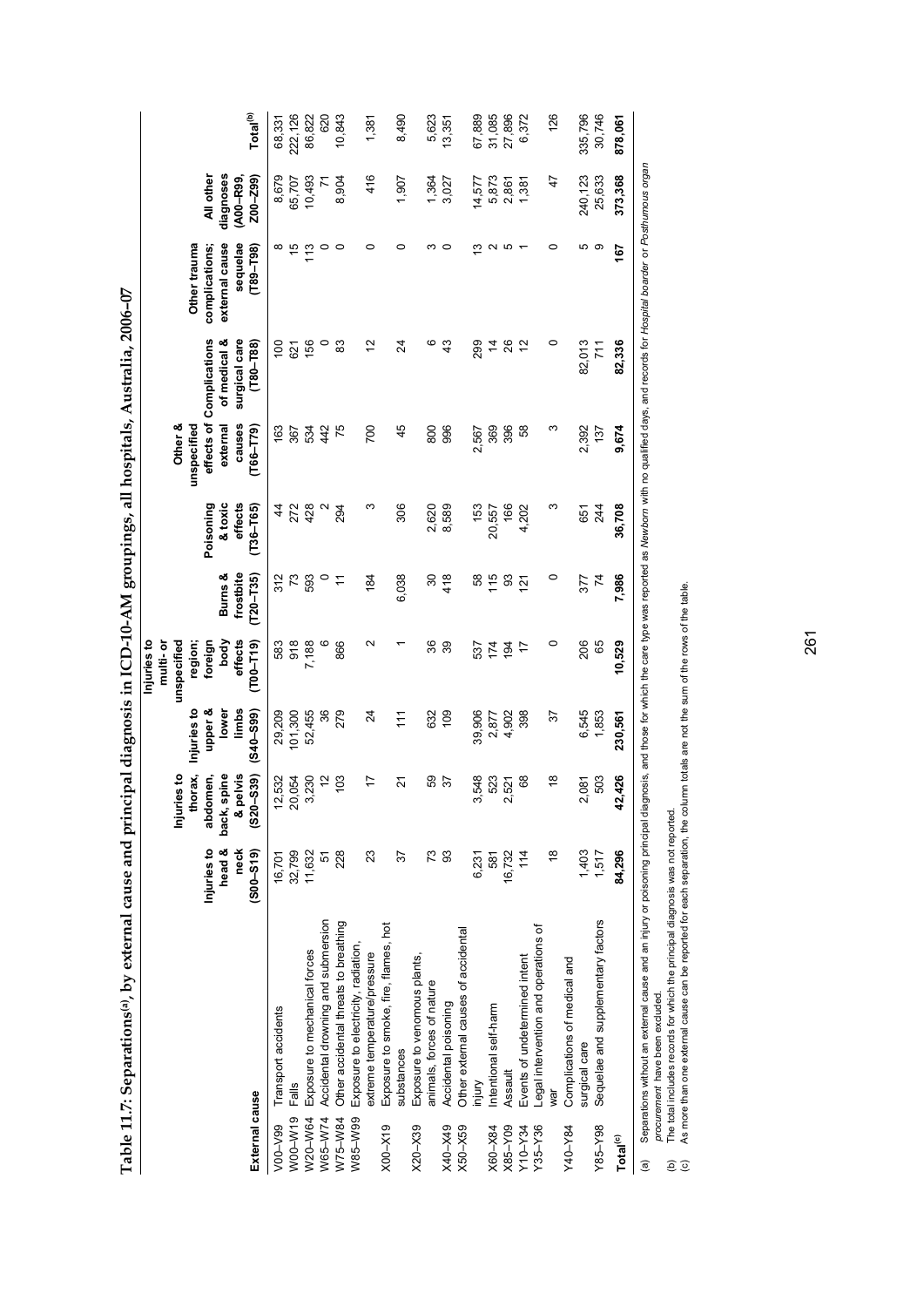**Table 11.7: Separations[(a)] by external cause and principal diagnosis in ICD-10-AM groupings, all hospitals, Australia, 2006–07**

| External cause | | Injuries to head & neck (S00–S19) | Injuries to thorax, abdomen, back, spine & pelvis (S20–S39) | Injuries to upper & lower limbs (S40–S99) | Injuries to multi- or unspecified region; foreign body effects (T00–T19) | Burns & frostbite (T20–T35) | Poisoning & toxic effects (T36–T65) | Other & unspecified effects of external causes (T66–T79) | Complications of medical & surgical care (T80–T88) | Other trauma complications; external cause sequelae (T89–T98) | All other diagnoses (A00–R99, Z00–Z99) | Total[(b)] |
|---|---|---|---|---|---|---|---|---|---|---|---|---|
| V00–V99 | Transport accidents | 16,701 | 12,532 | 29,209 | 583 | 312 | 44 | 163 | 100 | 8 | 8,679 | 68,331 |
| W00–W19 | Falls | 32,799 | 20,054 | 101,300 | 918 | 73 | 272 | 367 | 621 | 15 | 65,707 | 222,126 |
| W20–W64 | Exposure to mechanical forces | 11,632 | 3,230 | 52,455 | 7,188 | 593 | 428 | 534 | 156 | 113 | 10,493 | 86,822 |
| W65–W74 | Accidental drowning and submersion | 51 | 12 | 36 | 6 | 0 | 2 | 442 | 0 | 0 | 71 | 620 |
| W75–W84 | Other accidental threats to breathing | 228 | 103 | 279 | 866 | 11 | 294 | 75 | 83 | 0 | 8,904 | 10,843 |
| W85–W99 | Exposure to electricity, radiation, extreme temperature/pressure | 23 | 17 | 24 | 2 | 184 | 3 | 700 | 12 | 0 | 416 | 1,381 |
| X00–X19 | Exposure to smoke, fire, flames, hot substances | 37 | 21 | 111 | 1 | 6,038 | 306 | 45 | 24 | 0 | 1,907 | 8,490 |
| X20–X39 | Exposure to venomous plants, animals, forces of nature | 73 | 59 | 632 | 36 | 30 | 2,620 | 800 | 6 | 3 | 1,364 | 5,623 |
| X40–X49 | Accidental poisoning | 93 | 37 | 109 | 39 | 418 | 8,589 | 996 | 43 | 0 | 3,027 | 13,351 |
| X50–X59 | Other external causes of accidental injury | 6,231 | 3,548 | 39,906 | 537 | 58 | 153 | 2,567 | 299 | 13 | 14,577 | 67,889 |
| X60–X84 | Intentional self-harm | 581 | 523 | 2,877 | 174 | 115 | 20,557 | 369 | 14 | 2 | 5,873 | 31,085 |
| X85–Y09 | Assault | 16,732 | 2,521 | 4,902 | 194 | 93 | 166 | 396 | 26 | 5 | 2,861 | 27,896 |
| Y10–Y34 | Events of undetermined intent | 114 | 68 | 398 | 17 | 121 | 4,202 | 58 | 12 | 1 | 1,381 | 6,372 |
| Y35–Y36 | Legal intervention and operations of war | 18 | 18 | 37 | 0 | 0 | 3 | 3 | 0 | 0 | 47 | 126 |
| Y40–Y84 | Complications of medical and surgical care | 1,403 | 2,081 | 6,545 | 206 | 377 | 651 | 2,392 | 82,013 | 5 | 240,123 | 335,796 |
| Y85–Y98 | Sequelae and supplementary factors | 1,517 | 503 | 1,853 | 65 | 74 | 244 | 137 | 711 | 9 | 25,633 | 30,746 |
| **Total[(c)]** | | **84,296** | **42,426** | **230,561** | **10,529** | **7,986** | **36,708** | **9,674** | **82,336** | **167** | **373,368** | **878,061** |

(a) Separations without an external cause and an injury or poisoning principal diagnosis, and those for which the care type was reported as *Newborn* with no qualified days, and records for *Hospital boarder* or *Posthumous organ procurement* have been excluded.

(b) The total includes records for which the principal diagnosis was not reported.

(c) As more than one external cause can be reported for each separation, the column totals are not the sum of the rows of the table.